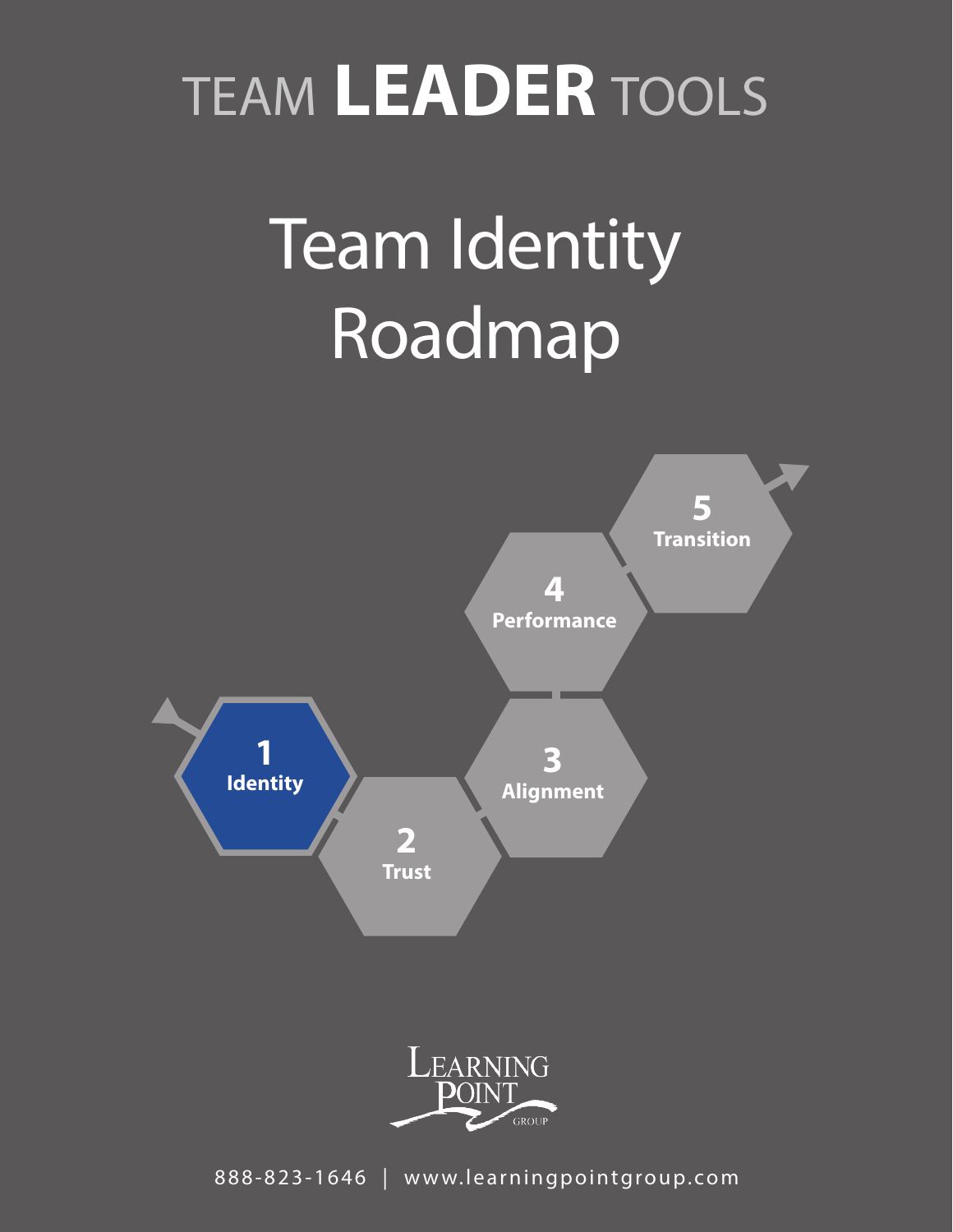TEAM **LEADER** TOOLS

# Team Identity Roadmap

1 **Identity**

2 **Trust**

3 **Alignment**

4 **Performance**

5 **Transition**

LEARNING POINT GROUP

888-823-1646 | www.learningpointgroup.com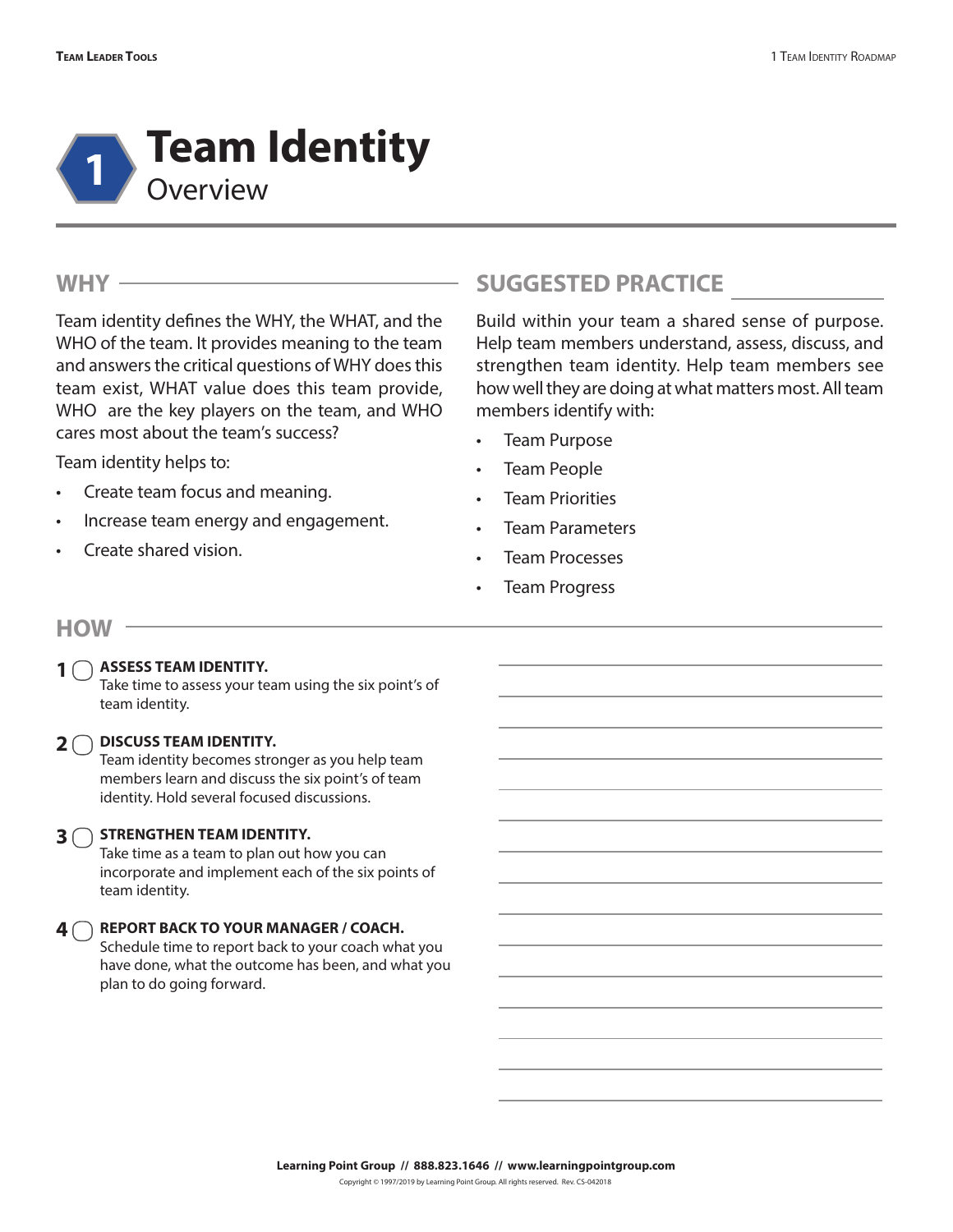// 1 Team Identity Overview

# 1 Team Identity

## Overview

## WHY

Team identity defines the WHY, the WHAT, and the WHO of the team. It provides meaning to the team and answers the critical questions of WHY does this team exist, WHAT value does this team provide, WHO are the key players on the team, and WHO cares most about the team's success?

Team identity helps to:

- Create team focus and meaning.
- Increase team energy and engagement.
- Create shared vision.

## SUGGESTED PRACTICE

Build within your team a shared sense of purpose. Help team members understand, assess, discuss, and strengthen team identity. Help team members see how well they are doing at what matters most. All team members identify with:

- Team Purpose
- Team People
- Team Priorities
- Team Parameters
- Team Processes
- Team Progress

## HOW

1. ◯ **ASSESS TEAM IDENTITY.**
   Take time to assess your team using the six point's of team identity.

2. ◯ **DISCUSS TEAM IDENTITY.**
   Team identity becomes stronger as you help team members learn and discuss the six point's of team identity. Hold several focused discussions.

3. ◯ **STRENGTHEN TEAM IDENTITY.**
   Take time as a team to plan out how you can incorporate and implement each of the six points of team identity.

4. ◯ **REPORT BACK TO YOUR MANAGER / COACH.**
   Schedule time to report back to your coach what you have done, what the outcome has been, and what you plan to do going forward.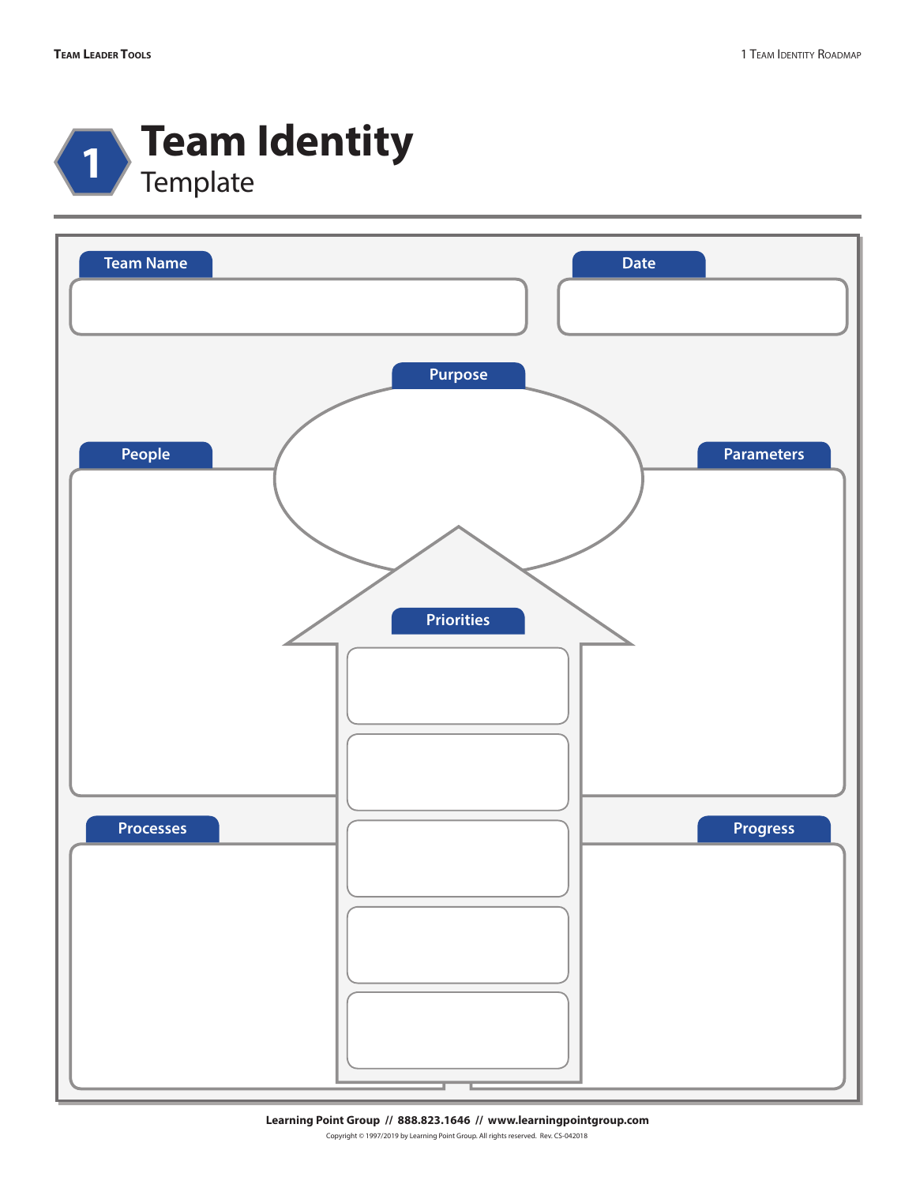# 1 Team Identity

Template

Team Name

Date

Purpose

People

Parameters

Priorities

Processes

Progress

**Learning Point Group // 888.823.1646 // www.learningpointgroup.com**

Copyright © 1997/2019 by Learning Point Group. All rights reserved. Rev. CS-042018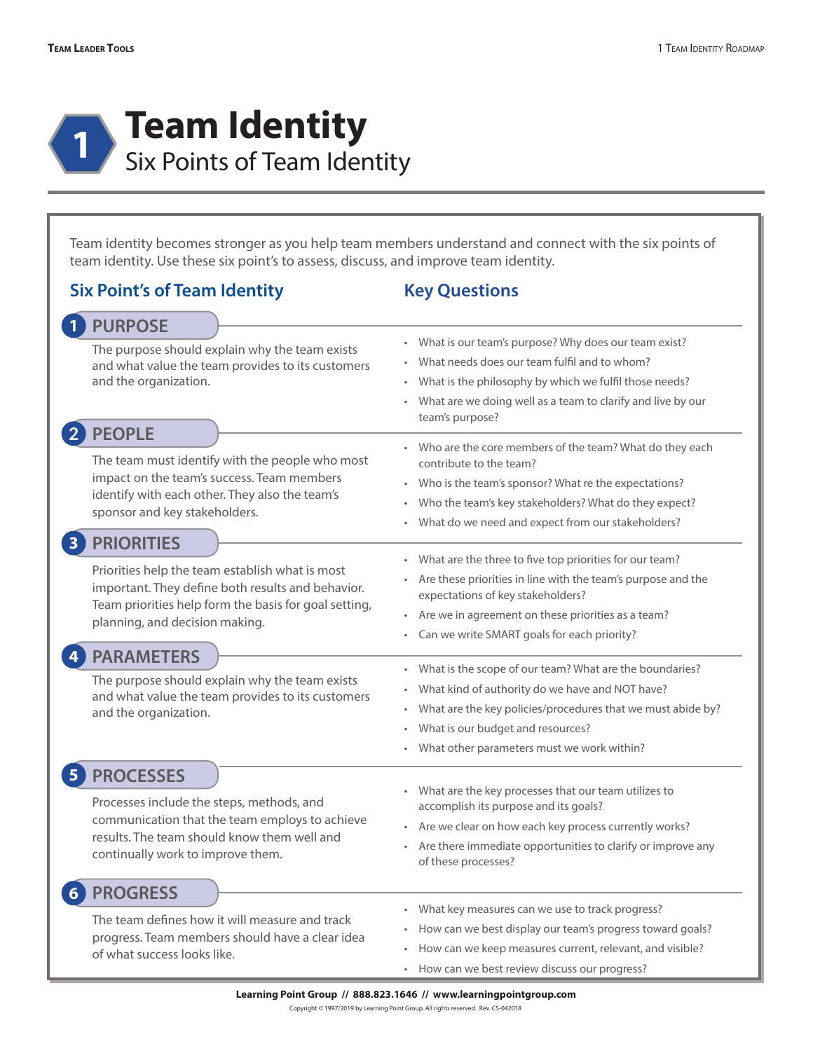# 1 Team Identity

## Six Points of Team Identity

Team identity becomes stronger as you help team members understand and connect with the six points of team identity. Use these six point's to assess, discuss, and improve team identity.

| Six Point's of Team Identity | Key Questions |
|---|---|
| **1 PURPOSE**<br>The purpose should explain why the team exists and what value the team provides to its customers and the organization. | • What is our team's purpose? Why does our team exist?<br>• What needs does our team fulfil and to whom?<br>• What is the philosophy by which we fulfil those needs?<br>• What are we doing well as a team to clarify and live by our team's purpose? |
| **2 PEOPLE**<br>The team must identify with the people who most impact on the team's success. Team members identify with each other. They also the team's sponsor and key stakeholders. | • Who are the core members of the team? What do they each contribute to the team?<br>• Who is the team's sponsor? What re the expectations?<br>• Who the team's key stakeholders? What do they expect?<br>• What do we need and expect from our stakeholders? |
| **3 PRIORITIES**<br>Priorities help the team establish what is most important. They define both results and behavior. Team priorities help form the basis for goal setting, planning, and decision making. | • What are the three to five top priorities for our team?<br>• Are these priorities in line with the team's purpose and the expectations of key stakeholders?<br>• Are we in agreement on these priorities as a team?<br>• Can we write SMART goals for each priority? |
| **4 PARAMETERS**<br>The purpose should explain why the team exists and what value the team provides to its customers and the organization. | • What is the scope of our team? What are the boundaries?<br>• What kind of authority do we have and NOT have?<br>• What are the key policies/procedures that we must abide by?<br>• What is our budget and resources?<br>• What other parameters must we work within? |
| **5 PROCESSES**<br>Processes include the steps, methods, and communication that the team employs to achieve results. The team should know them well and continually work to improve them. | • What are the key processes that our team utilizes to accomplish its purpose and its goals?<br>• Are we clear on how each key process currently works?<br>• Are there immediate opportunities to clarify or improve any of these processes? |
| **6 PROGRESS**<br>The team defines how it will measure and track progress. Team members should have a clear idea of what success looks like. | • What key measures can we use to track progress?<br>• How can we best display our team's progress toward goals?<br>• How can we keep measures current, relevant, and visible?<br>• How can we best review discuss our progress? |

**Learning Point Group // 888.823.1646 // www.learningpointgroup.com**

Copyright © 1997/2019 by Learning Point Group. All rights reserved. Rev. CS-042018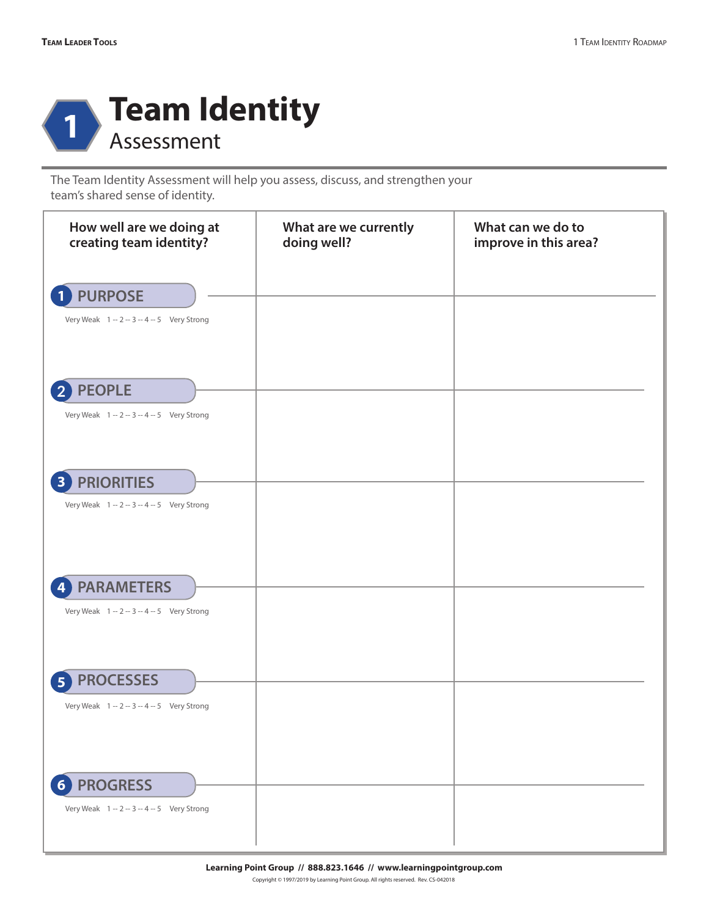# 1 Team Identity

## Assessment

The Team Identity Assessment will help you assess, discuss, and strengthen your team's shared sense of identity.

| How well are we doing at creating team identity? | What are we currently doing well? | What can we do to improve in this area? |
|---|---|---|
| **1 PURPOSE**<br>Very Weak 1 -- 2 -- 3 -- 4 -- 5 Very Strong | | |
| **2 PEOPLE**<br>Very Weak 1 -- 2 -- 3 -- 4 -- 5 Very Strong | | |
| **3 PRIORITIES**<br>Very Weak 1 -- 2 -- 3 -- 4 -- 5 Very Strong | | |
| **4 PARAMETERS**<br>Very Weak 1 -- 2 -- 3 -- 4 -- 5 Very Strong | | |
| **5 PROCESSES**<br>Very Weak 1 -- 2 -- 3 -- 4 -- 5 Very Strong | | |
| **6 PROGRESS**<br>Very Weak 1 -- 2 -- 3 -- 4 -- 5 Very Strong | | |

**Learning Point Group // 888.823.1646 // www.learningpointgroup.com**

Copyright © 1997/2019 by Learning Point Group. All rights reserved. Rev. CS-042018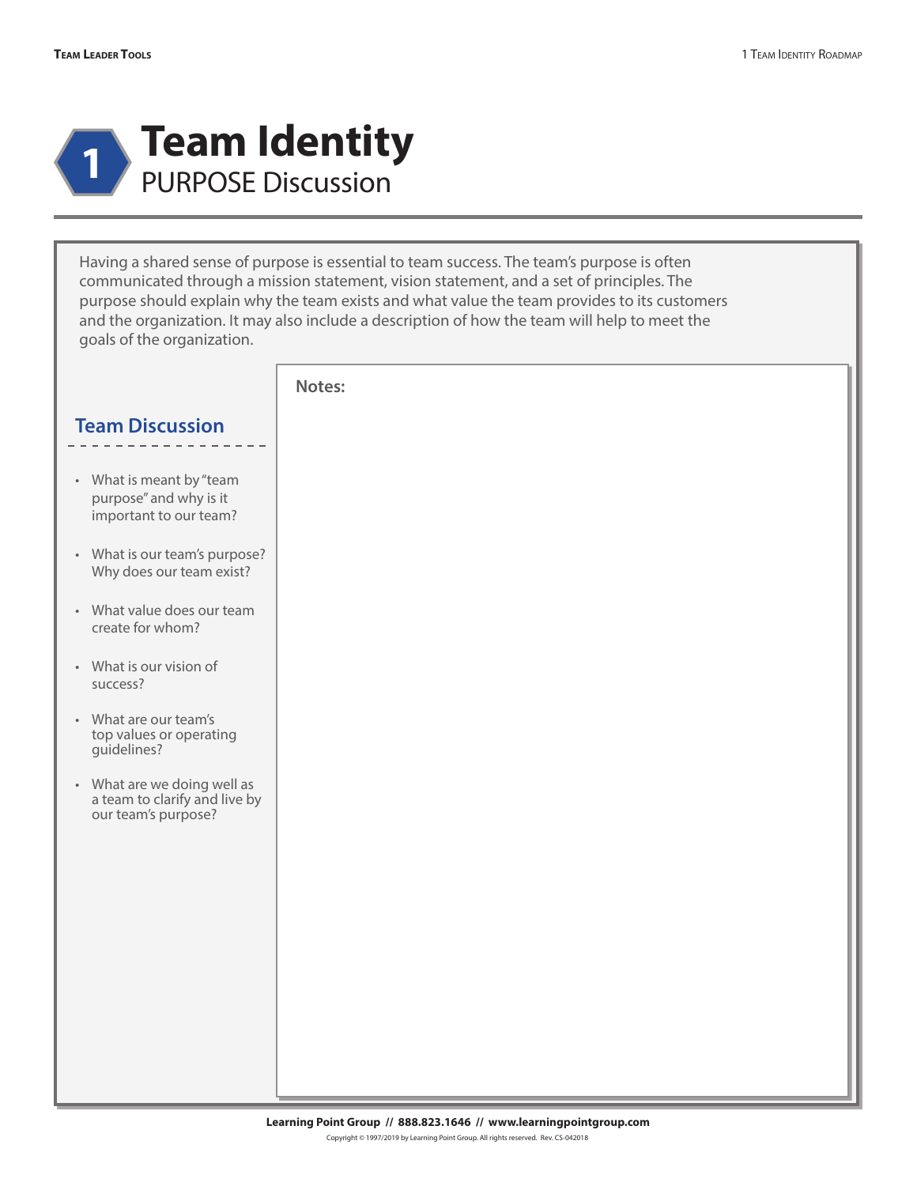# 1 Team Identity

## PURPOSE Discussion

Having a shared sense of purpose is essential to team success. The team's purpose is often communicated through a mission statement, vision statement, and a set of principles. The purpose should explain why the team exists and what value the team provides to its customers and the organization. It may also include a description of how the team will help to meet the goals of the organization.

### Team Discussion

- What is meant by "team purpose" and why is it important to our team?
- What is our team's purpose? Why does our team exist?
- What value does our team create for whom?
- What is our vision of success?
- What are our team's top values or operating guidelines?
- What are we doing well as a team to clarify and live by our team's purpose?

**Notes:**

Learning Point Group // 888.823.1646 // www.learningpointgroup.com

Copyright © 1997/2019 by Learning Point Group. All rights reserved. Rev. CS-042018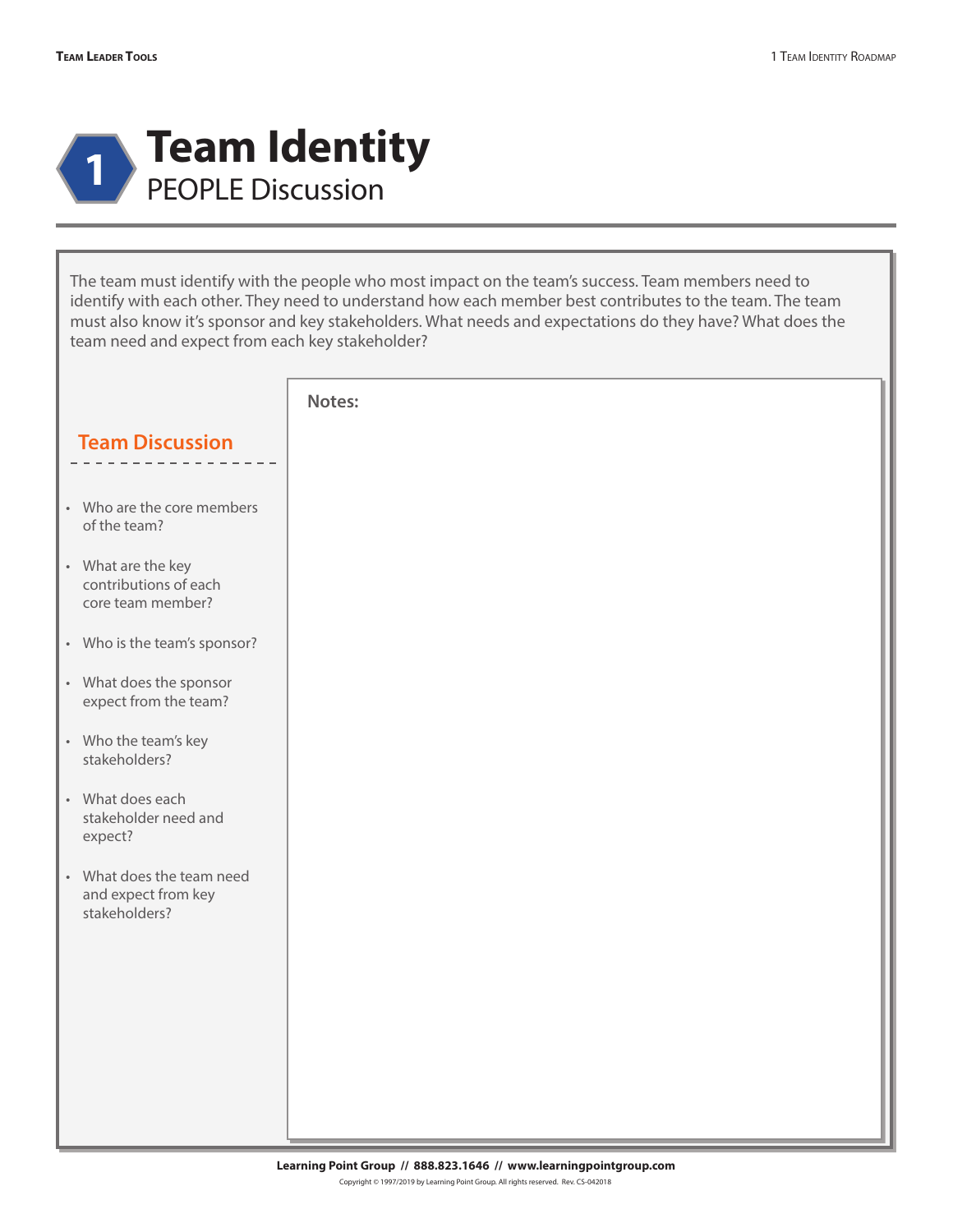# 1 Team Identity

## PEOPLE Discussion

The team must identify with the people who most impact on the team's success. Team members need to identify with each other. They need to understand how each member best contributes to the team. The team must also know it's sponsor and key stakeholders. What needs and expectations do they have? What does the team need and expect from each key stakeholder?

### Team Discussion

- Who are the core members of the team?
- What are the key contributions of each core team member?
- Who is the team's sponsor?
- What does the sponsor expect from the team?
- Who the team's key stakeholders?
- What does each stakeholder need and expect?
- What does the team need and expect from key stakeholders?

**Notes:**

Learning Point Group // 888.823.1646 // www.learningpointgroup.com

Copyright © 1997/2019 by Learning Point Group. All rights reserved. Rev. CS-042018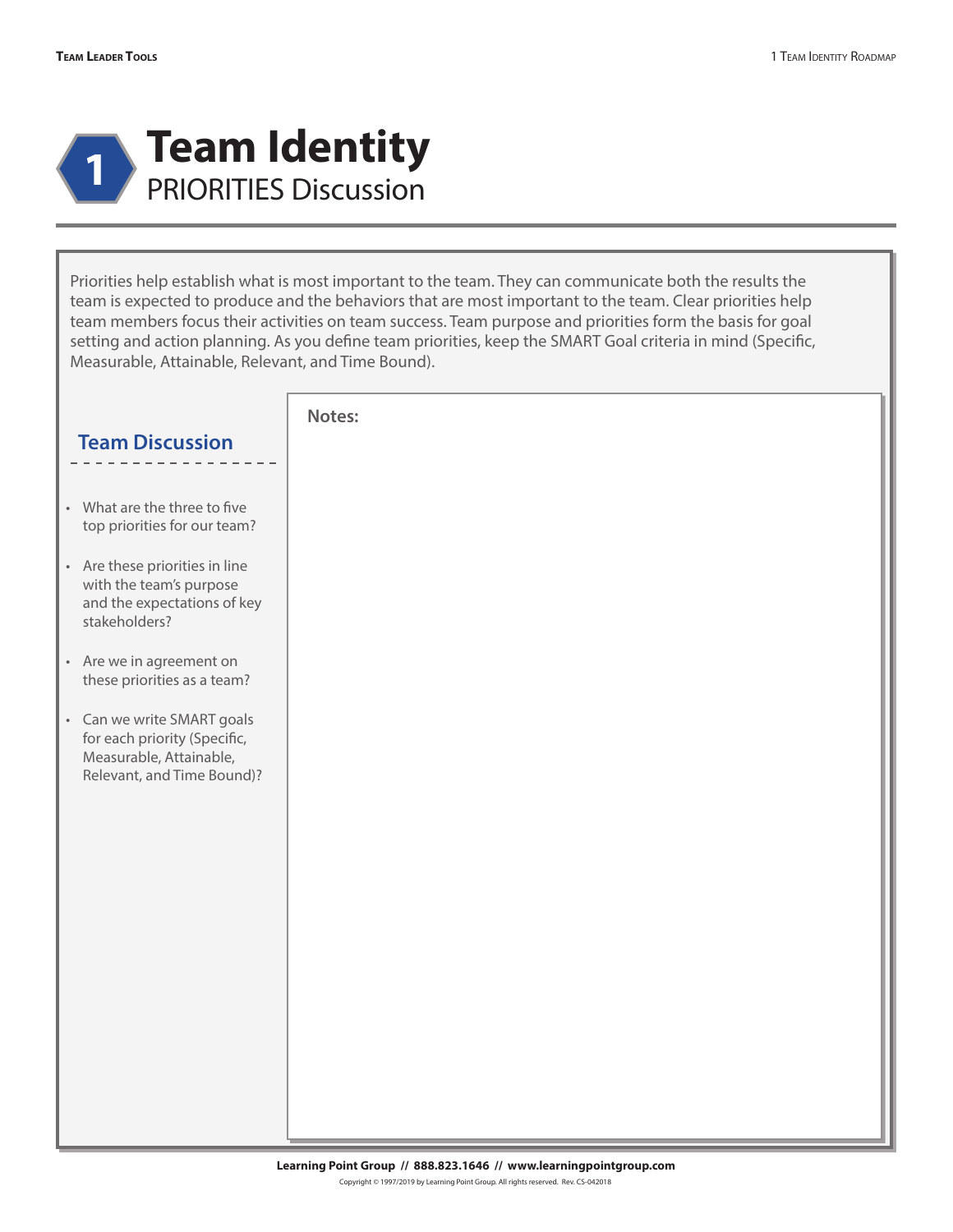# 1 Team Identity

## PRIORITIES Discussion

Priorities help establish what is most important to the team. They can communicate both the results the team is expected to produce and the behaviors that are most important to the team. Clear priorities help team members focus their activities on team success. Team purpose and priorities form the basis for goal setting and action planning. As you define team priorities, keep the SMART Goal criteria in mind (Specific, Measurable, Attainable, Relevant, and Time Bound).

### Team Discussion

- What are the three to five top priorities for our team?
- Are these priorities in line with the team's purpose and the expectations of key stakeholders?
- Are we in agreement on these priorities as a team?
- Can we write SMART goals for each priority (Specific, Measurable, Attainable, Relevant, and Time Bound)?

**Notes:**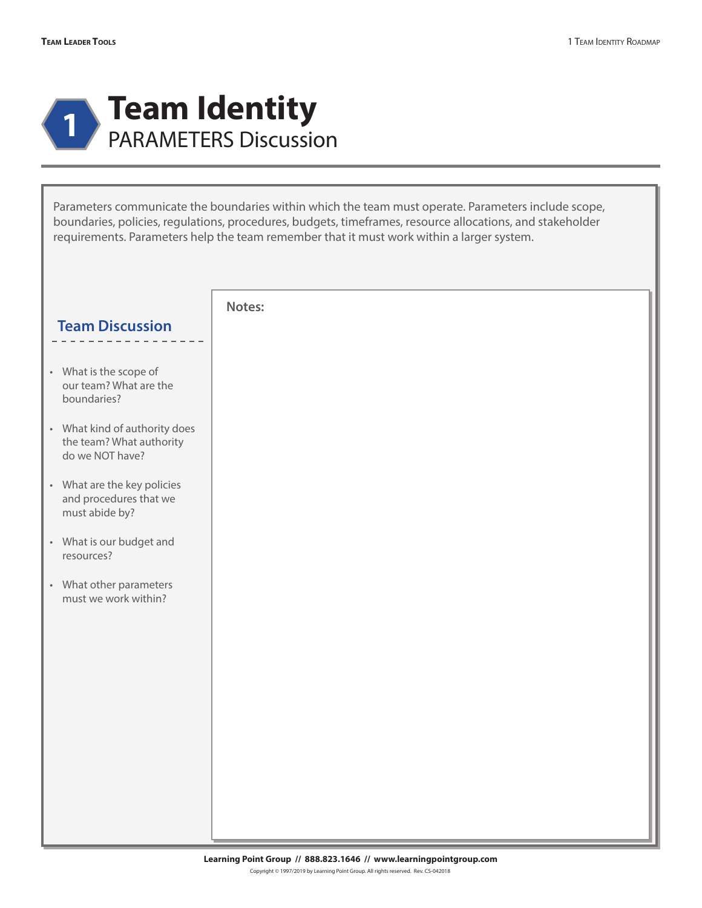# 1 Team Identity

## PARAMETERS Discussion

Parameters communicate the boundaries within which the team must operate. Parameters include scope, boundaries, policies, regulations, procedures, budgets, timeframes, resource allocations, and stakeholder requirements. Parameters help the team remember that it must work within a larger system.

### Team Discussion

- What is the scope of our team? What are the boundaries?
- What kind of authority does the team? What authority do we NOT have?
- What are the key policies and procedures that we must abide by?
- What is our budget and resources?
- What other parameters must we work within?

**Notes:**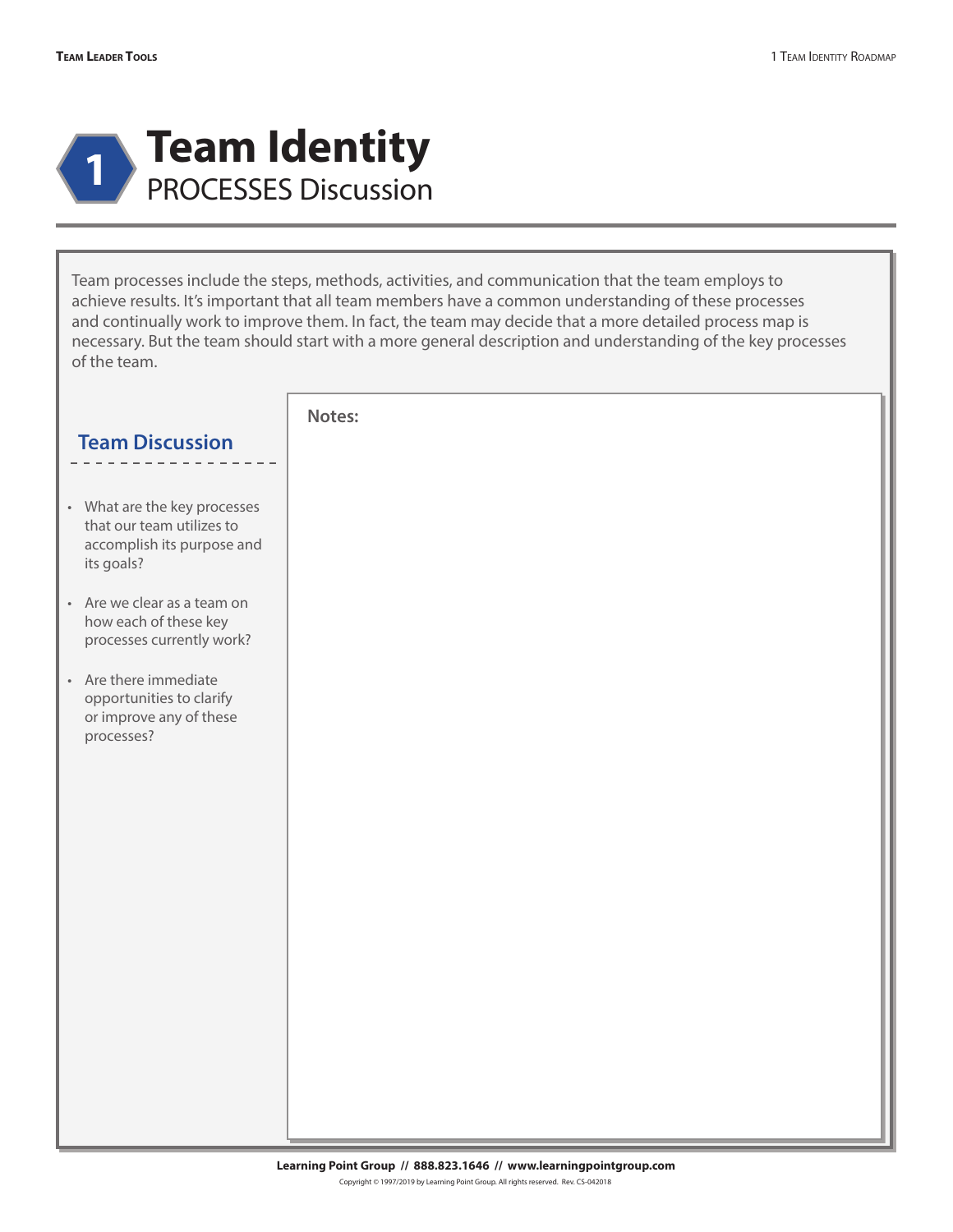# 1 Team Identity

## PROCESSES Discussion

Team processes include the steps, methods, activities, and communication that the team employs to achieve results. It's important that all team members have a common understanding of these processes and continually work to improve them. In fact, the team may decide that a more detailed process map is necessary. But the team should start with a more general description and understanding of the key processes of the team.

### Team Discussion

- What are the key processes that our team utilizes to accomplish its purpose and its goals?
- Are we clear as a team on how each of these key processes currently work?
- Are there immediate opportunities to clarify or improve any of these processes?

**Notes:**

**Learning Point Group // 888.823.1646 // www.learningpointgroup.com**

Copyright © 1997/2019 by Learning Point Group. All rights reserved. Rev. CS-042018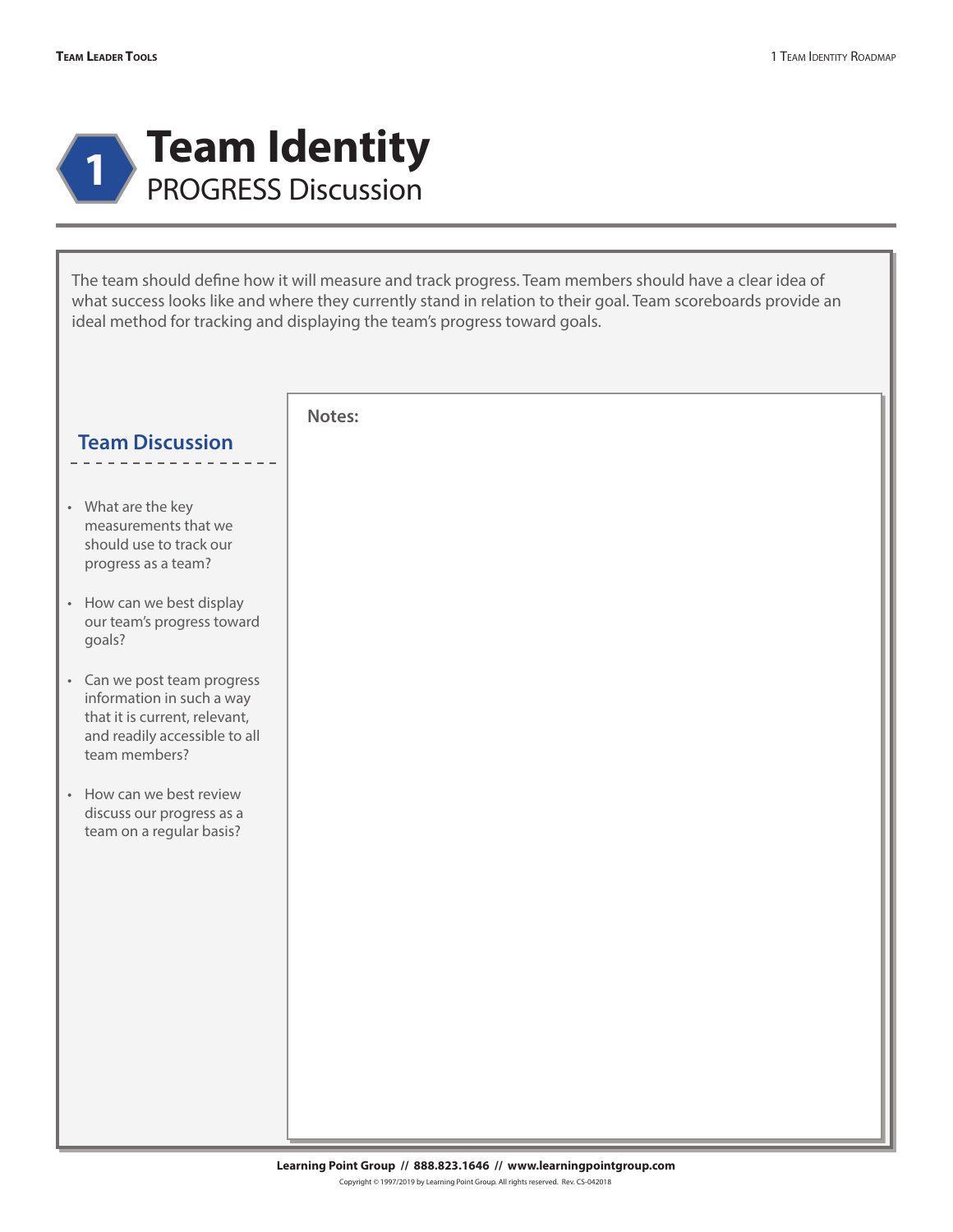# 1 Team Identity

## PROGRESS Discussion

The team should define how it will measure and track progress. Team members should have a clear idea of what success looks like and where they currently stand in relation to their goal. Team scoreboards provide an ideal method for tracking and displaying the team's progress toward goals.

### Team Discussion

- What are the key measurements that we should use to track our progress as a team?
- How can we best display our team's progress toward goals?
- Can we post team progress information in such a way that it is current, relevant, and readily accessible to all team members?
- How can we best review discuss our progress as a team on a regular basis?

**Notes:**

**Learning Point Group // 888.823.1646 // www.learningpointgroup.com**

Copyright © 1997/2019 by Learning Point Group. All rights reserved. Rev. CS-042018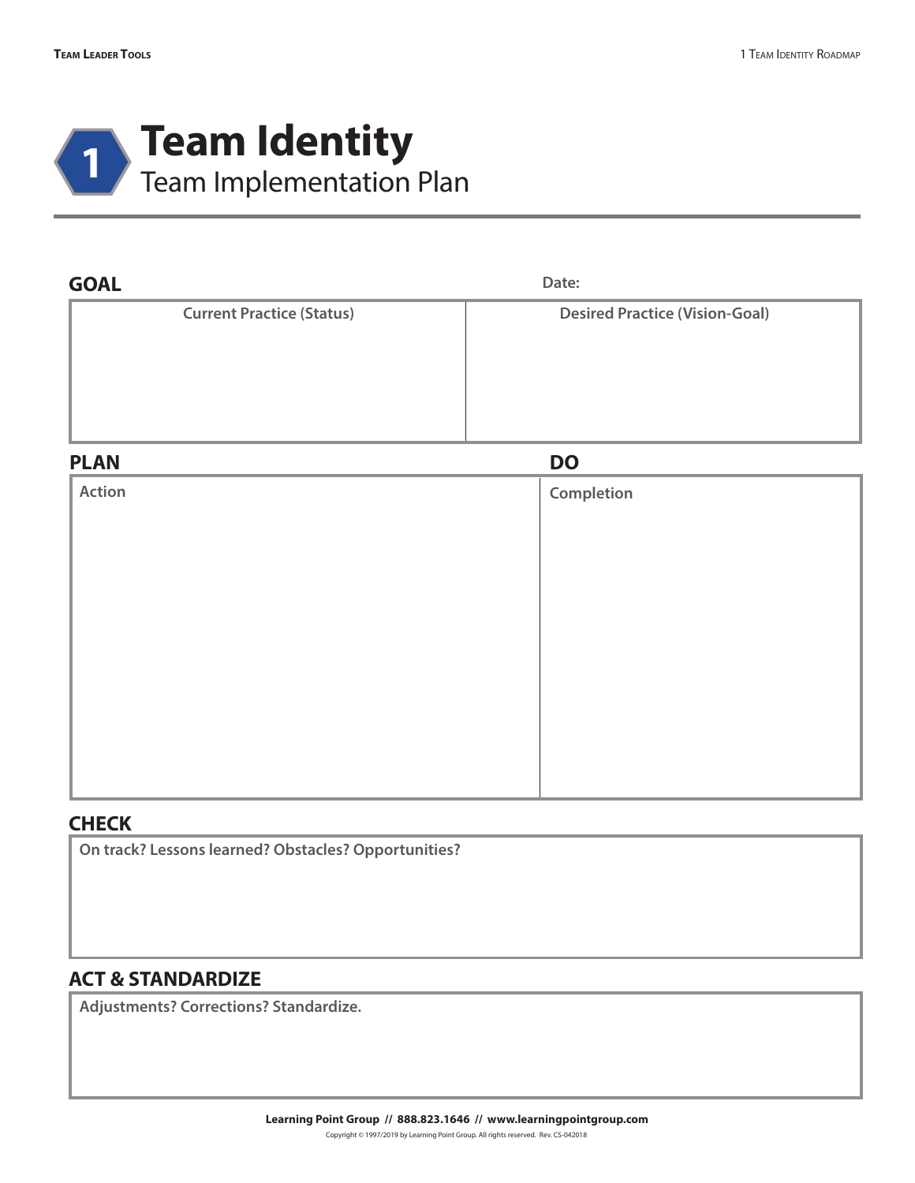# 1 Team Identity

## Team Implementation Plan

**GOAL** Date:

| Current Practice (Status) | Desired Practice (Vision-Goal) |
| --- | --- |
| | |

| PLAN | DO |
| --- | --- |
| Action | Completion |
| | |

**CHECK**

| On track? Lessons learned? Obstacles? Opportunities? |
| --- |
| |

**ACT & STANDARDIZE**

| Adjustments? Corrections? Standardize. |
| --- |
| |

**Learning Point Group // 888.823.1646 // www.learningpointgroup.com**

Copyright © 1997/2019 by Learning Point Group. All rights reserved. Rev. CS-042018